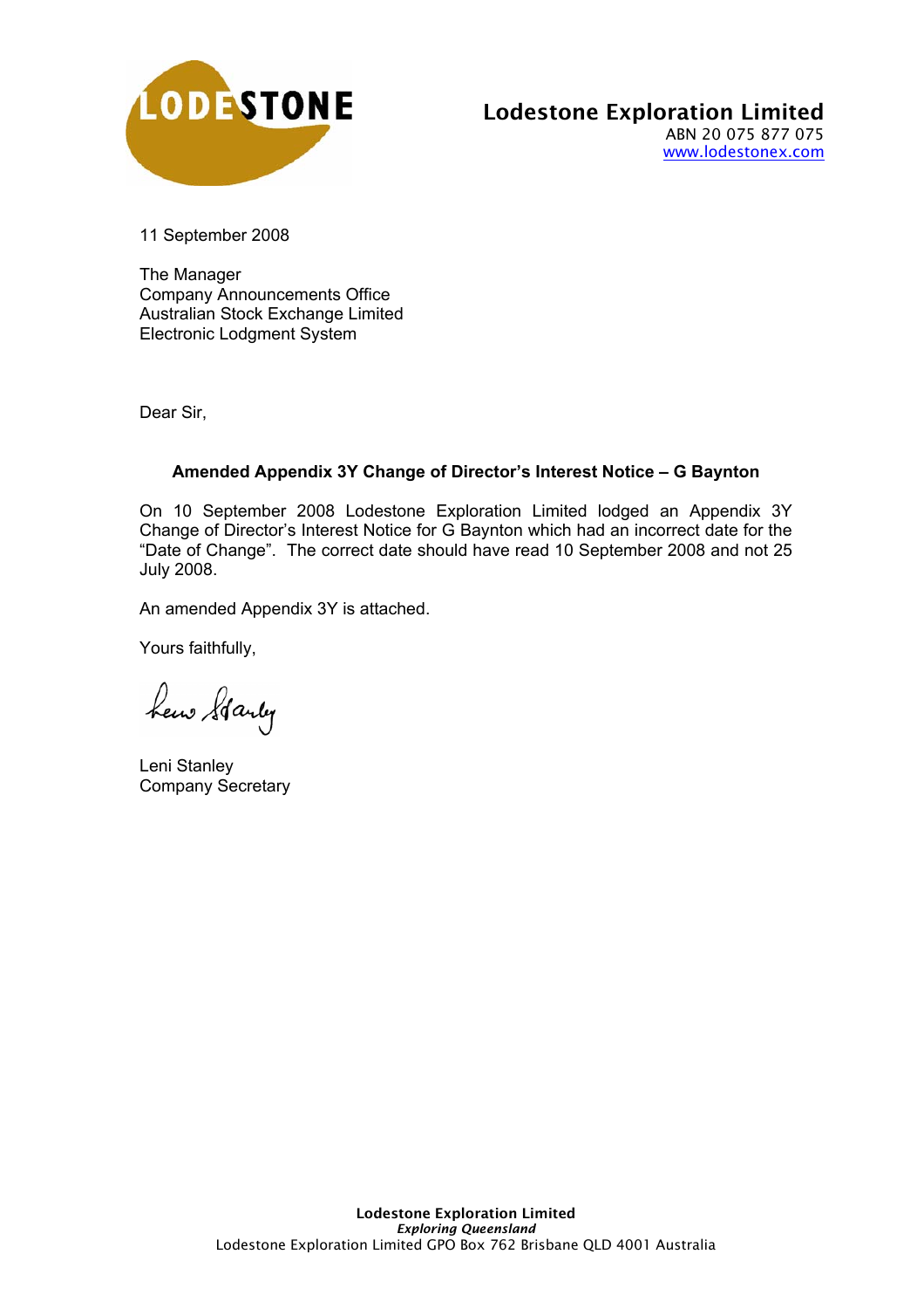LODESTONE

**Lodestone Exploration Limited**
ABN 20 075 877 075
www.lodestonex.com

11 September 2008

The Manager
Company Announcements Office
Australian Stock Exchange Limited
Electronic Lodgment System

Dear Sir,

**Amended Appendix 3Y Change of Director's Interest Notice – G Baynton**

On 10 September 2008 Lodestone Exploration Limited lodged an Appendix 3Y Change of Director's Interest Notice for G Baynton which had an incorrect date for the "Date of Change". The correct date should have read 10 September 2008 and not 25 July 2008.

An amended Appendix 3Y is attached.

Yours faithfully,

Leni Stanley
Company Secretary

**Lodestone Exploration Limited**
***Exploring Queensland***
Lodestone Exploration Limited GPO Box 762 Brisbane QLD 4001 Australia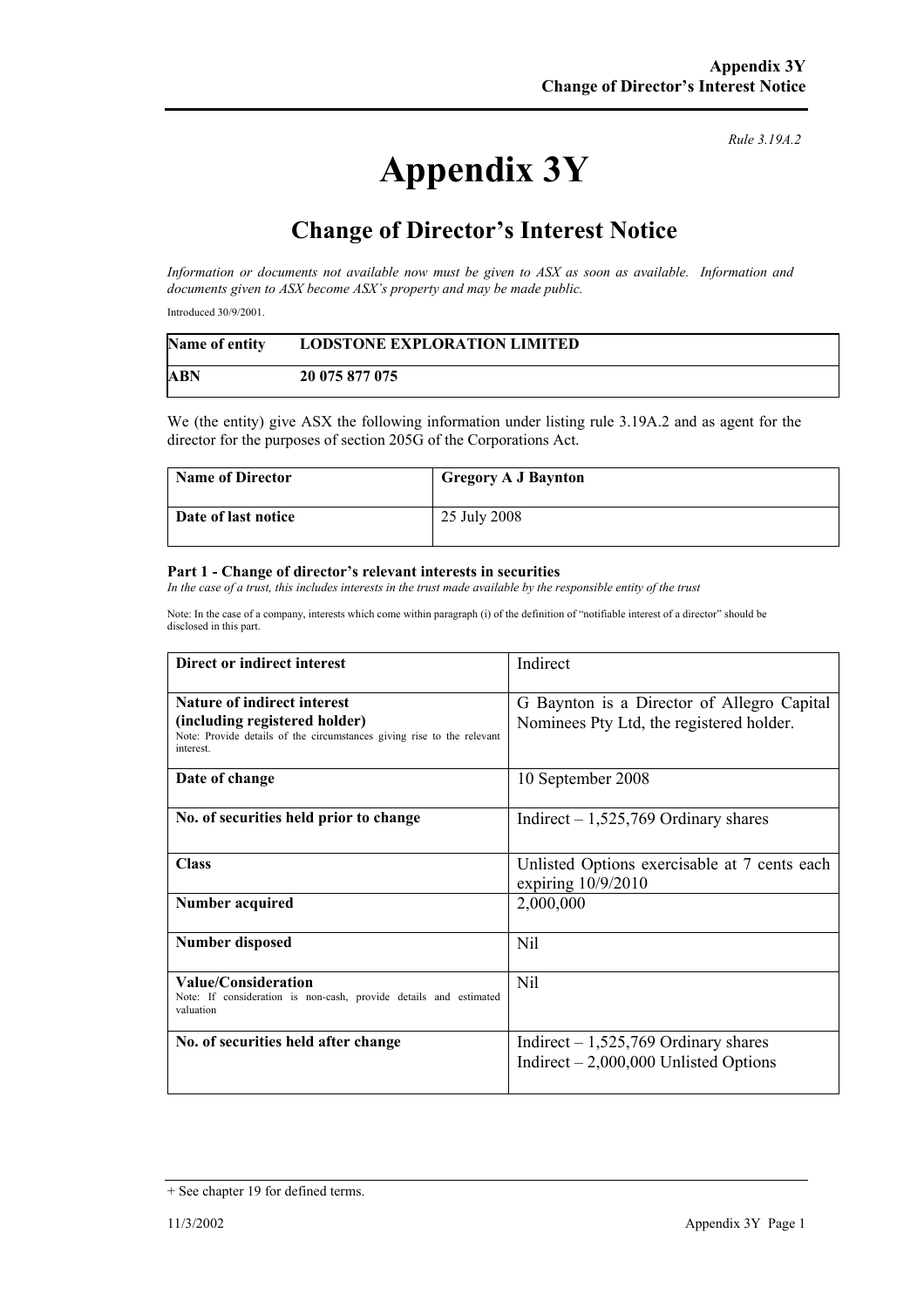*Rule 3.19A.2*

# Appendix 3Y

## Change of Director's Interest Notice

*Information or documents not available now must be given to ASX as soon as available. Information and documents given to ASX become ASX's property and may be made public.*

Introduced 30/9/2001.

| **Name of entity** | **LODSTONE EXPLORATION LIMITED** |
|---|---|
| **ABN** | **20 075 877 075** |

We (the entity) give ASX the following information under listing rule 3.19A.2 and as agent for the director for the purposes of section 205G of the Corporations Act.

| **Name of Director** | **Gregory A J Baynton** |
|---|---|
| **Date of last notice** | 25 July 2008 |

#### Part 1 - Change of director's relevant interests in securities

*In the case of a trust, this includes interests in the trust made available by the responsible entity of the trust*

Note: In the case of a company, interests which come within paragraph (i) of the definition of "notifiable interest of a director" should be disclosed in this part.

| **Direct or indirect interest** | Indirect |
|---|---|
| **Nature of indirect interest (including registered holder)** Note: Provide details of the circumstances giving rise to the relevant interest. | G Baynton is a Director of Allegro Capital Nominees Pty Ltd, the registered holder. |
| **Date of change** | 10 September 2008 |
| **No. of securities held prior to change** | Indirect – 1,525,769 Ordinary shares |
| **Class** | Unlisted Options exercisable at 7 cents each expiring 10/9/2010 |
| **Number acquired** | 2,000,000 |
| **Number disposed** | Nil |
| **Value/Consideration** Note: If consideration is non-cash, provide details and estimated valuation | Nil |
| **No. of securities held after change** | Indirect – 1,525,769 Ordinary shares<br>Indirect – 2,000,000 Unlisted Options |

+ See chapter 19 for defined terms.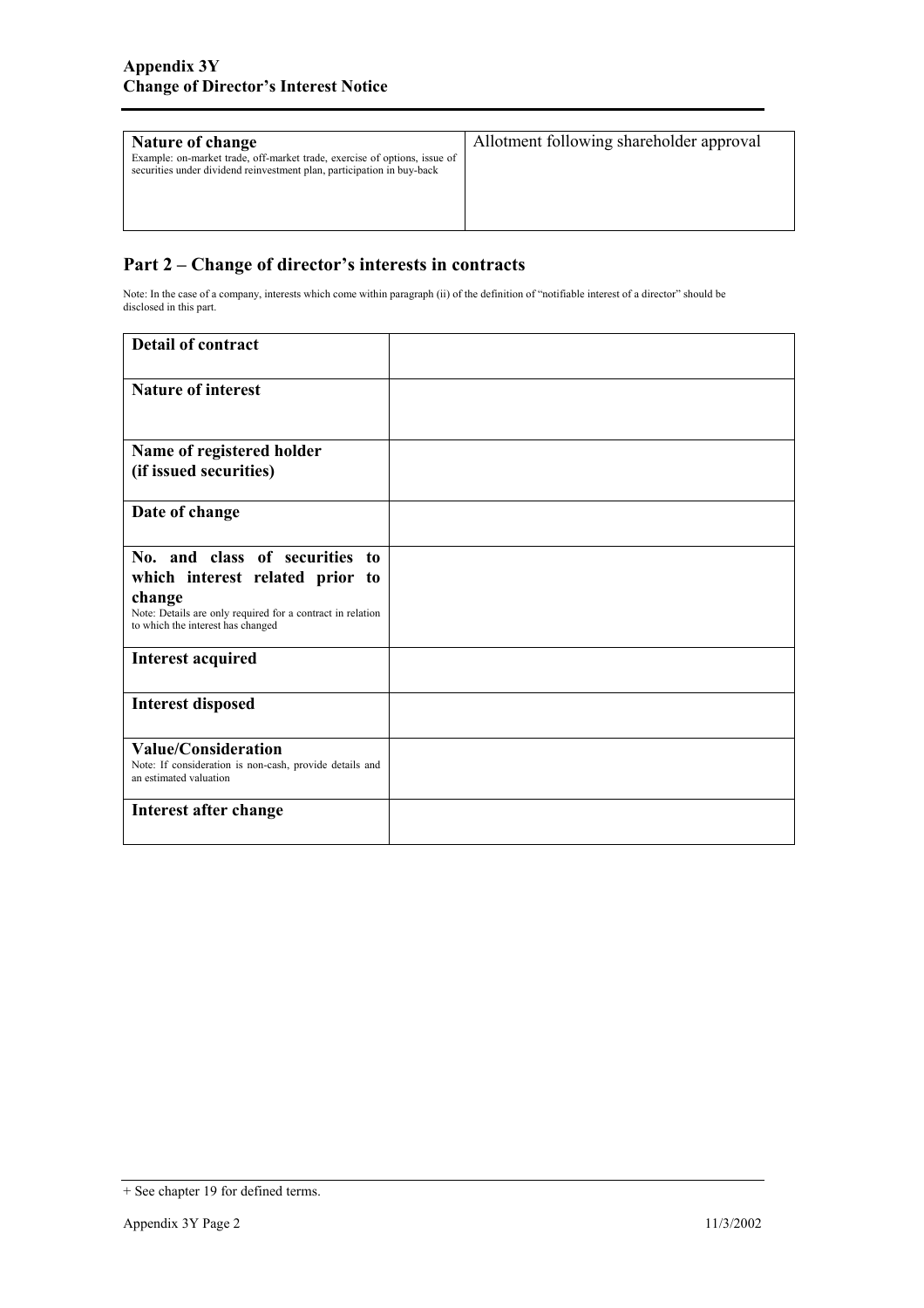| | |
|---|---|
| **Nature of change**<br>Example: on-market trade, off-market trade, exercise of options, issue of securities under dividend reinvestment plan, participation in buy-back | Allotment following shareholder approval |

## Part 2 – Change of director's interests in contracts

Note: In the case of a company, interests which come within paragraph (ii) of the definition of "notifiable interest of a director" should be disclosed in this part.

| | |
|---|---|
| **Detail of contract** | |
| **Nature of interest** | |
| **Name of registered holder (if issued securities)** | |
| **Date of change** | |
| **No. and class of securities to which interest related prior to change**<br>Note: Details are only required for a contract in relation to which the interest has changed | |
| **Interest acquired** | |
| **Interest disposed** | |
| **Value/Consideration**<br>Note: If consideration is non-cash, provide details and an estimated valuation | |
| **Interest after change** | |

+ See chapter 19 for defined terms.